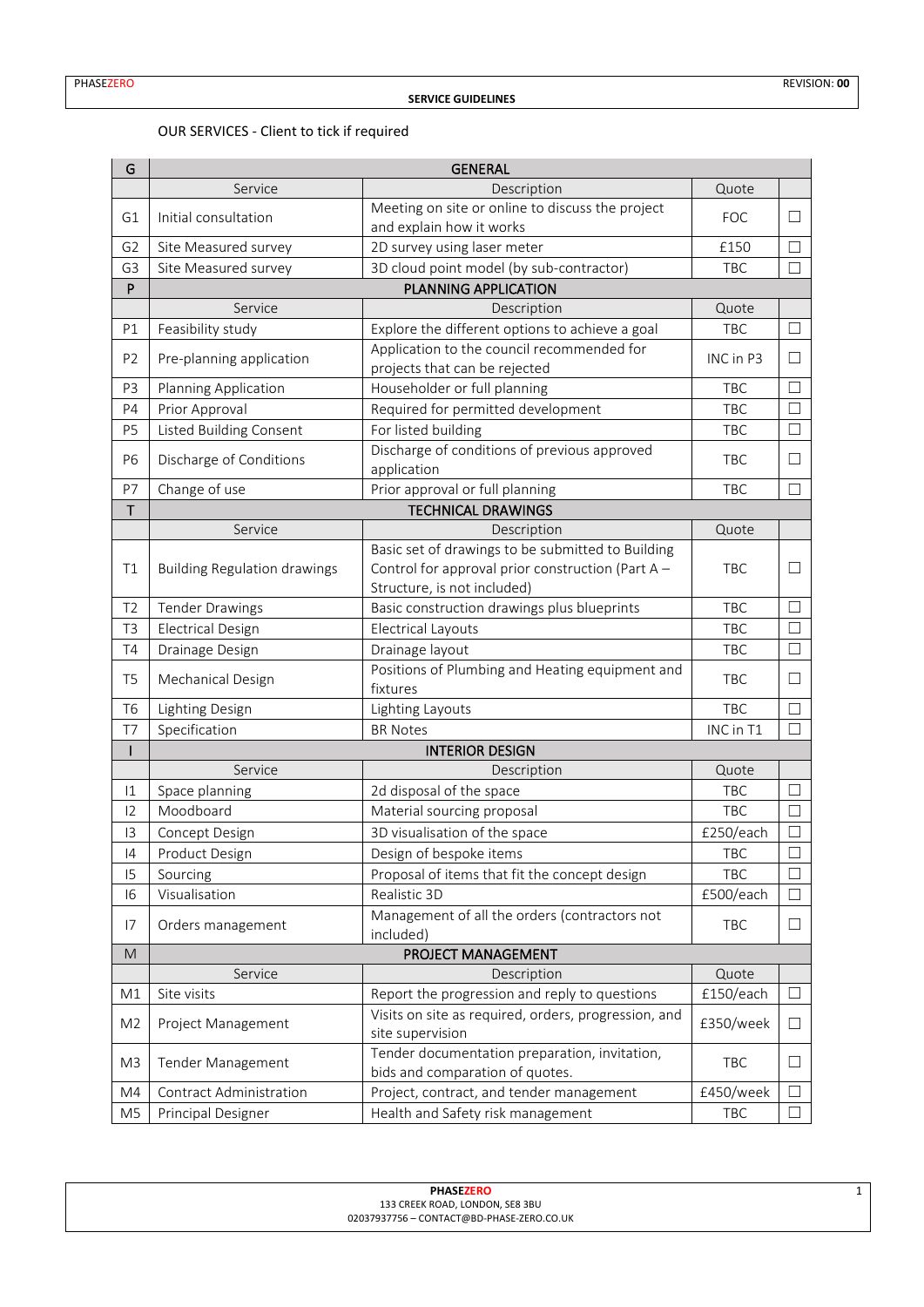SERVICE GUIDELINES

OUR SERVICES - Client to tick if required

| G | GENERAL | | | |
|---|---|---|---|---|
| | Service | Description | Quote | |
| G1 | Initial consultation | Meeting on site or online to discuss the project and explain how it works | FOC | ☐ |
| G2 | Site Measured survey | 2D survey using laser meter | £150 | ☐ |
| G3 | Site Measured survey | 3D cloud point model (by sub-contractor) | TBC | ☐ |
| P | PLANNING APPLICATION | | | |
| | Service | Description | Quote | |
| P1 | Feasibility study | Explore the different options to achieve a goal | TBC | ☐ |
| P2 | Pre-planning application | Application to the council recommended for projects that can be rejected | INC in P3 | ☐ |
| P3 | Planning Application | Householder or full planning | TBC | ☐ |
| P4 | Prior Approval | Required for permitted development | TBC | ☐ |
| P5 | Listed Building Consent | For listed building | TBC | ☐ |
| P6 | Discharge of Conditions | Discharge of conditions of previous approved application | TBC | ☐ |
| P7 | Change of use | Prior approval or full planning | TBC | ☐ |
| T | TECHNICAL DRAWINGS | | | |
| | Service | Description | Quote | |
| T1 | Building Regulation drawings | Basic set of drawings to be submitted to Building Control for approval prior construction (Part A – Structure, is not included) | TBC | ☐ |
| T2 | Tender Drawings | Basic construction drawings plus blueprints | TBC | ☐ |
| T3 | Electrical Design | Electrical Layouts | TBC | ☐ |
| T4 | Drainage Design | Drainage layout | TBC | ☐ |
| T5 | Mechanical Design | Positions of Plumbing and Heating equipment and fixtures | TBC | ☐ |
| T6 | Lighting Design | Lighting Layouts | TBC | ☐ |
| T7 | Specification | BR Notes | INC in T1 | ☐ |
| I | INTERIOR DESIGN | | | |
| | Service | Description | Quote | |
| I1 | Space planning | 2d disposal of the space | TBC | ☐ |
| I2 | Moodboard | Material sourcing proposal | TBC | ☐ |
| I3 | Concept Design | 3D visualisation of the space | £250/each | ☐ |
| I4 | Product Design | Design of bespoke items | TBC | ☐ |
| I5 | Sourcing | Proposal of items that fit the concept design | TBC | ☐ |
| I6 | Visualisation | Realistic 3D | £500/each | ☐ |
| I7 | Orders management | Management of all the orders (contractors not included) | TBC | ☐ |
| M | PROJECT MANAGEMENT | | | |
| | Service | Description | Quote | |
| M1 | Site visits | Report the progression and reply to questions | £150/each | ☐ |
| M2 | Project Management | Visits on site as required, orders, progression, and site supervision | £350/week | ☐ |
| M3 | Tender Management | Tender documentation preparation, invitation, bids and comparation of quotes. | TBC | ☐ |
| M4 | Contract Administration | Project, contract, and tender management | £450/week | ☐ |
| M5 | Principal Designer | Health and Safety risk management | TBC | ☐ |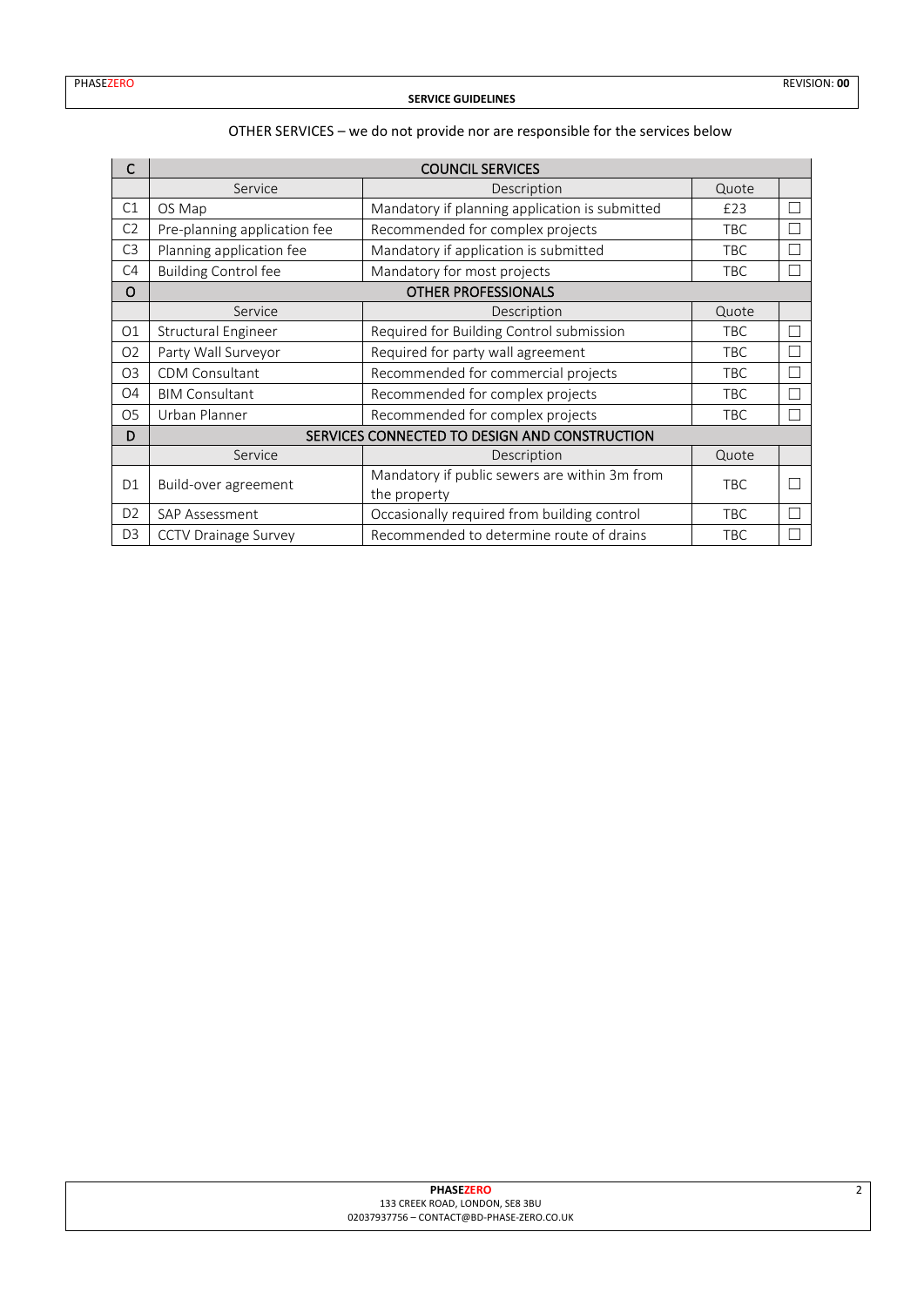OTHER SERVICES – we do not provide nor are responsible for the services below

| C | COUNCIL SERVICES | | | |
|---|---|---|---|---|
| | Service | Description | Quote | |
| C1 | OS Map | Mandatory if planning application is submitted | £23 | ☐ |
| C2 | Pre-planning application fee | Recommended for complex projects | TBC | ☐ |
| C3 | Planning application fee | Mandatory if application is submitted | TBC | ☐ |
| C4 | Building Control fee | Mandatory for most projects | TBC | ☐ |
| O | OTHER PROFESSIONALS | | | |
| | Service | Description | Quote | |
| O1 | Structural Engineer | Required for Building Control submission | TBC | ☐ |
| O2 | Party Wall Surveyor | Required for party wall agreement | TBC | ☐ |
| O3 | CDM Consultant | Recommended for commercial projects | TBC | ☐ |
| O4 | BIM Consultant | Recommended for complex projects | TBC | ☐ |
| O5 | Urban Planner | Recommended for complex projects | TBC | ☐ |
| D | SERVICES CONNECTED TO DESIGN AND CONSTRUCTION | | | |
| | Service | Description | Quote | |
| D1 | Build-over agreement | Mandatory if public sewers are within 3m from the property | TBC | ☐ |
| D2 | SAP Assessment | Occasionally required from building control | TBC | ☐ |
| D3 | CCTV Drainage Survey | Recommended to determine route of drains | TBC | ☐ |